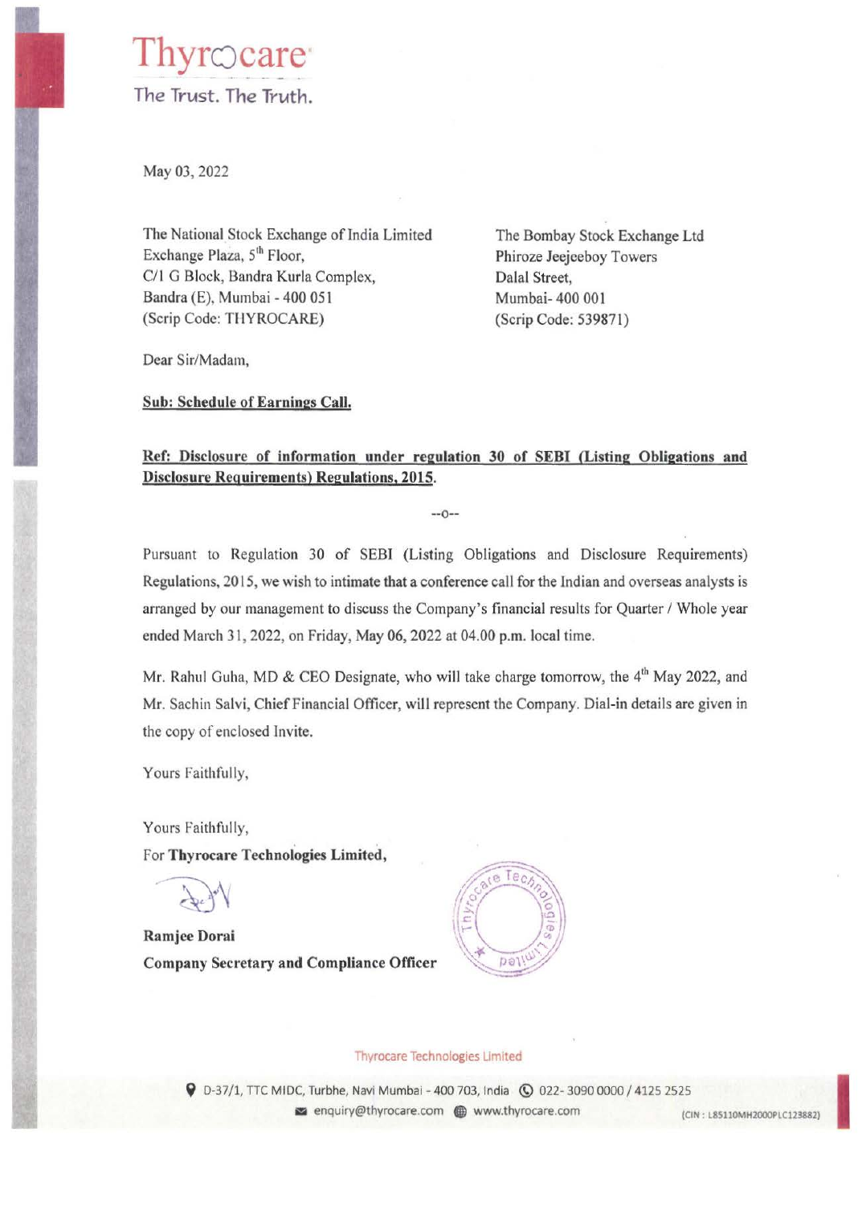Thyrocare

The Trust. The Truth.

May 03, 2022

The National Stock Exchange of India Limited
Exchange Plaza, 5th Floor,
C/1 G Block, Bandra Kurla Complex,
Bandra (E), Mumbai - 400 051
(Scrip Code: THYROCARE)

The Bombay Stock Exchange Ltd
Phiroze Jeejeeboy Towers
Dalal Street,
Mumbai- 400 001
(Scrip Code: 539871)

Dear Sir/Madam,

**Sub: Schedule of Earnings Call.**

**Ref: Disclosure of information under regulation 30 of SEBI (Listing Obligations and Disclosure Requirements) Regulations, 2015.**

--o--

Pursuant to Regulation 30 of SEBI (Listing Obligations and Disclosure Requirements) Regulations, 2015, we wish to intimate that a conference call for the Indian and overseas analysts is arranged by our management to discuss the Company's financial results for Quarter / Whole year ended March 31, 2022, on Friday, May 06, 2022 at 04.00 p.m. local time.

Mr. Rahul Guha, MD & CEO Designate, who will take charge tomorrow, the 4th May 2022, and Mr. Sachin Salvi, Chief Financial Officer, will represent the Company. Dial-in details are given in the copy of enclosed Invite.

Yours Faithfully,

Yours Faithfully,
For **Thyrocare Technologies Limited,**

**Ramjee Dorai**
**Company Secretary and Compliance Officer**

Thyrocare Technologies Limited

D-37/1, TTC MIDC, Turbhe, Navi Mumbai - 400 703, India 022- 3090 0000 / 4125 2525
enquiry@thyrocare.com www.thyrocare.com (CIN : L85110MH2000PLC123882)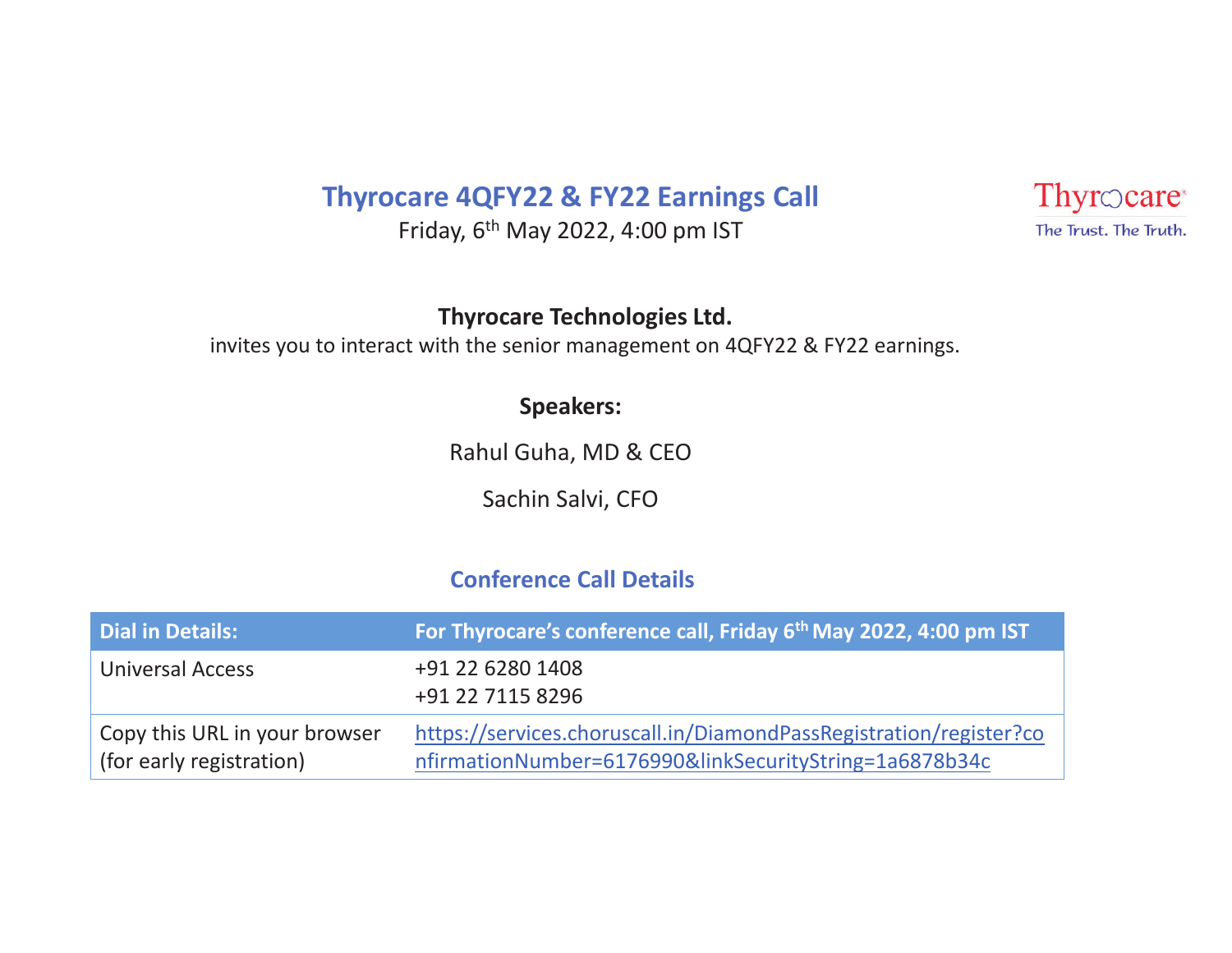# Thyrocare 4QFY22 & FY22 Earnings Call

Friday, 6th May 2022, 4:00 pm IST

Thyrocare
The Trust. The Truth.

**Thyrocare Technologies Ltd.**

invites you to interact with the senior management on 4QFY22 & FY22 earnings.

**Speakers:**

Rahul Guha, MD & CEO

Sachin Salvi, CFO

## Conference Call Details

| Dial in Details: | For Thyrocare's conference call, Friday 6th May 2022, 4:00 pm IST |
|---|---|
| Universal Access | +91 22 6280 1408<br>+91 22 7115 8296 |
| Copy this URL in your browser (for early registration) | https://services.choruscall.in/DiamondPassRegistration/register?confirmationNumber=6176990&linkSecurityString=1a6878b34c |